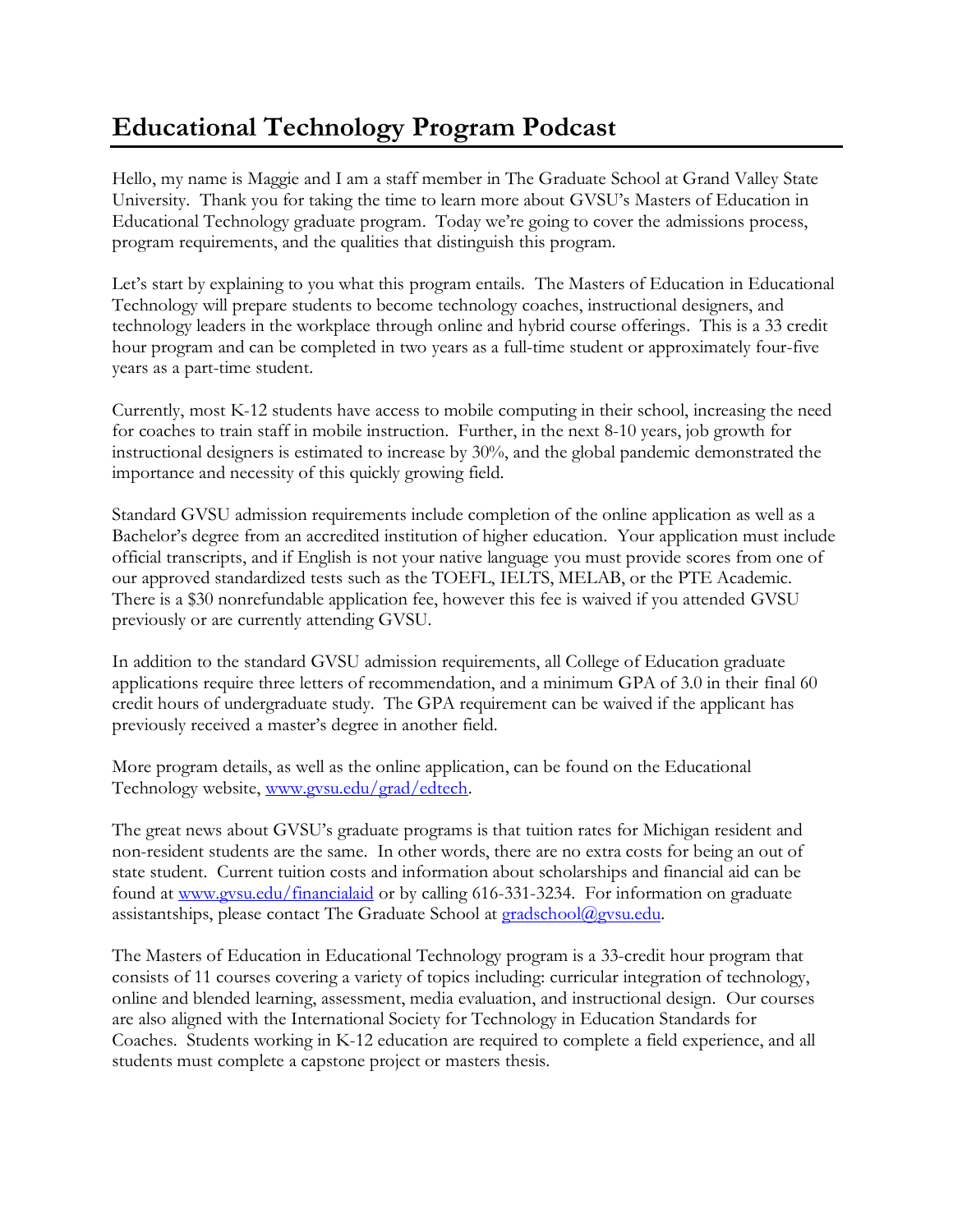# Educational Technology Program Podcast

Hello, my name is Maggie and I am a staff member in The Graduate School at Grand Valley State University. Thank you for taking the time to learn more about GVSU's Masters of Education in Educational Technology graduate program. Today we're going to cover the admissions process, program requirements, and the qualities that distinguish this program.

Let's start by explaining to you what this program entails. The Masters of Education in Educational Technology will prepare students to become technology coaches, instructional designers, and technology leaders in the workplace through online and hybrid course offerings. This is a 33 credit hour program and can be completed in two years as a full-time student or approximately four-five years as a part-time student.

Currently, most K-12 students have access to mobile computing in their school, increasing the need for coaches to train staff in mobile instruction. Further, in the next 8-10 years, job growth for instructional designers is estimated to increase by 30%, and the global pandemic demonstrated the importance and necessity of this quickly growing field.

Standard GVSU admission requirements include completion of the online application as well as a Bachelor's degree from an accredited institution of higher education. Your application must include official transcripts, and if English is not your native language you must provide scores from one of our approved standardized tests such as the TOEFL, IELTS, MELAB, or the PTE Academic. There is a $30 nonrefundable application fee, however this fee is waived if you attended GVSU previously or are currently attending GVSU.

In addition to the standard GVSU admission requirements, all College of Education graduate applications require three letters of recommendation, and a minimum GPA of 3.0 in their final 60 credit hours of undergraduate study. The GPA requirement can be waived if the applicant has previously received a master's degree in another field.

More program details, as well as the online application, can be found on the Educational Technology website, [www.gvsu.edu/grad/edtech](www.gvsu.edu/grad/edtech).

The great news about GVSU's graduate programs is that tuition rates for Michigan resident and non-resident students are the same. In other words, there are no extra costs for being an out of state student. Current tuition costs and information about scholarships and financial aid can be found at [www.gvsu.edu/financialaid](www.gvsu.edu/financialaid) or by calling 616-331-3234. For information on graduate assistantships, please contact The Graduate School at [gradschool@gvsu.edu](mailto:gradschool@gvsu.edu).

The Masters of Education in Educational Technology program is a 33-credit hour program that consists of 11 courses covering a variety of topics including: curricular integration of technology, online and blended learning, assessment, media evaluation, and instructional design. Our courses are also aligned with the International Society for Technology in Education Standards for Coaches. Students working in K-12 education are required to complete a field experience, and all students must complete a capstone project or masters thesis.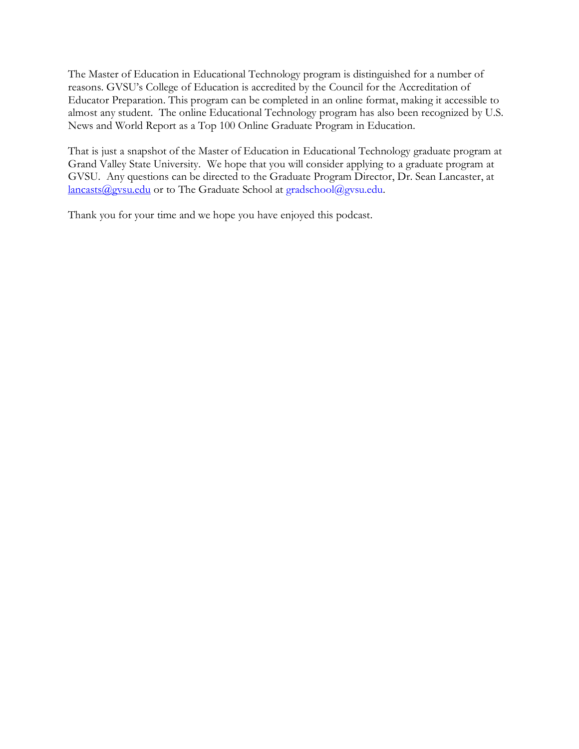The Master of Education in Educational Technology program is distinguished for a number of reasons. GVSU's College of Education is accredited by the Council for the Accreditation of Educator Preparation. This program can be completed in an online format, making it accessible to almost any student. The online Educational Technology program has also been recognized by U.S. News and World Report as a Top 100 Online Graduate Program in Education.

That is just a snapshot of the Master of Education in Educational Technology graduate program at Grand Valley State University. We hope that you will consider applying to a graduate program at GVSU. Any questions can be directed to the Graduate Program Director, Dr. Sean Lancaster, at lancasts@gvsu.edu or to The Graduate School at gradschool@gvsu.edu.

Thank you for your time and we hope you have enjoyed this podcast.